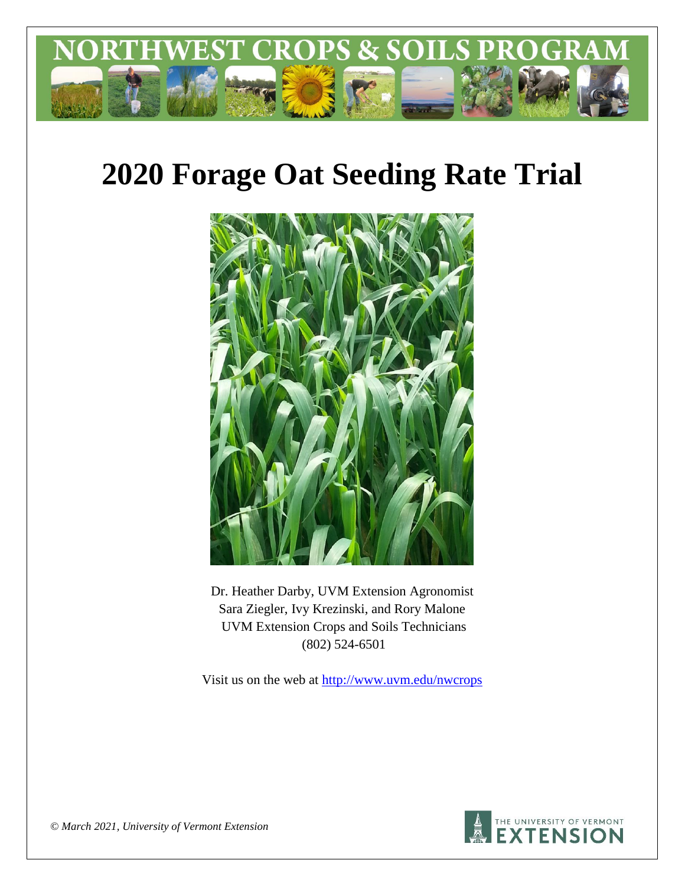# NORTHWEST CROPS & SOILS PROGRAM

# 2020 Forage Oat Seeding Rate Trial

Dr. Heather Darby, UVM Extension Agronomist
Sara Ziegler, Ivy Krezinski, and Rory Malone
UVM Extension Crops and Soils Technicians
(802) 524-6501

Visit us on the web at http://www.uvm.edu/nwcrops

*© March 2021, University of Vermont Extension*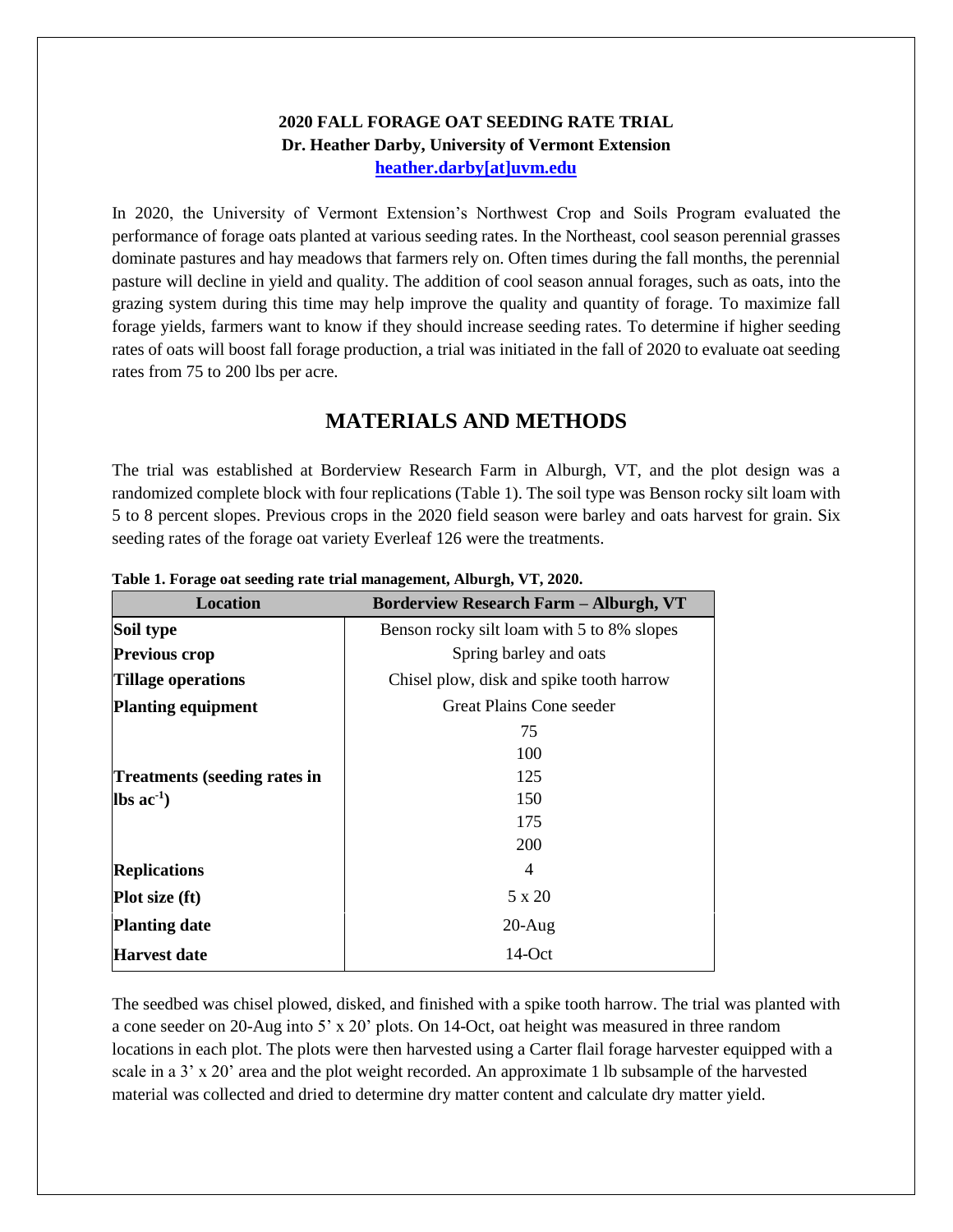**2020 FALL FORAGE OAT SEEDING RATE TRIAL**
**Dr. Heather Darby, University of Vermont Extension**
**heather.darby[at]uvm.edu**

In 2020, the University of Vermont Extension's Northwest Crop and Soils Program evaluated the performance of forage oats planted at various seeding rates. In the Northeast, cool season perennial grasses dominate pastures and hay meadows that farmers rely on. Often times during the fall months, the perennial pasture will decline in yield and quality. The addition of cool season annual forages, such as oats, into the grazing system during this time may help improve the quality and quantity of forage. To maximize fall forage yields, farmers want to know if they should increase seeding rates. To determine if higher seeding rates of oats will boost fall forage production, a trial was initiated in the fall of 2020 to evaluate oat seeding rates from 75 to 200 lbs per acre.

## MATERIALS AND METHODS

The trial was established at Borderview Research Farm in Alburgh, VT, and the plot design was a randomized complete block with four replications (Table 1). The soil type was Benson rocky silt loam with 5 to 8 percent slopes. Previous crops in the 2020 field season were barley and oats harvest for grain. Six seeding rates of the forage oat variety Everleaf 126 were the treatments.

**Table 1. Forage oat seeding rate trial management, Alburgh, VT, 2020.**

| Location | Borderview Research Farm – Alburgh, VT |
|---|---|
| **Soil type** | Benson rocky silt loam with 5 to 8% slopes |
| **Previous crop** | Spring barley and oats |
| **Tillage operations** | Chisel plow, disk and spike tooth harrow |
| **Planting equipment** | Great Plains Cone seeder |
| **Treatments (seeding rates in lbs ac$^{-1}$)** | 75<br>100<br>125<br>150<br>175<br>200 |
| **Replications** | 4 |
| **Plot size (ft)** | 5 x 20 |
| **Planting date** | 20-Aug |
| **Harvest date** | 14-Oct |

The seedbed was chisel plowed, disked, and finished with a spike tooth harrow. The trial was planted with a cone seeder on 20-Aug into 5' x 20' plots. On 14-Oct, oat height was measured in three random locations in each plot. The plots were then harvested using a Carter flail forage harvester equipped with a scale in a 3' x 20' area and the plot weight recorded. An approximate 1 lb subsample of the harvested material was collected and dried to determine dry matter content and calculate dry matter yield.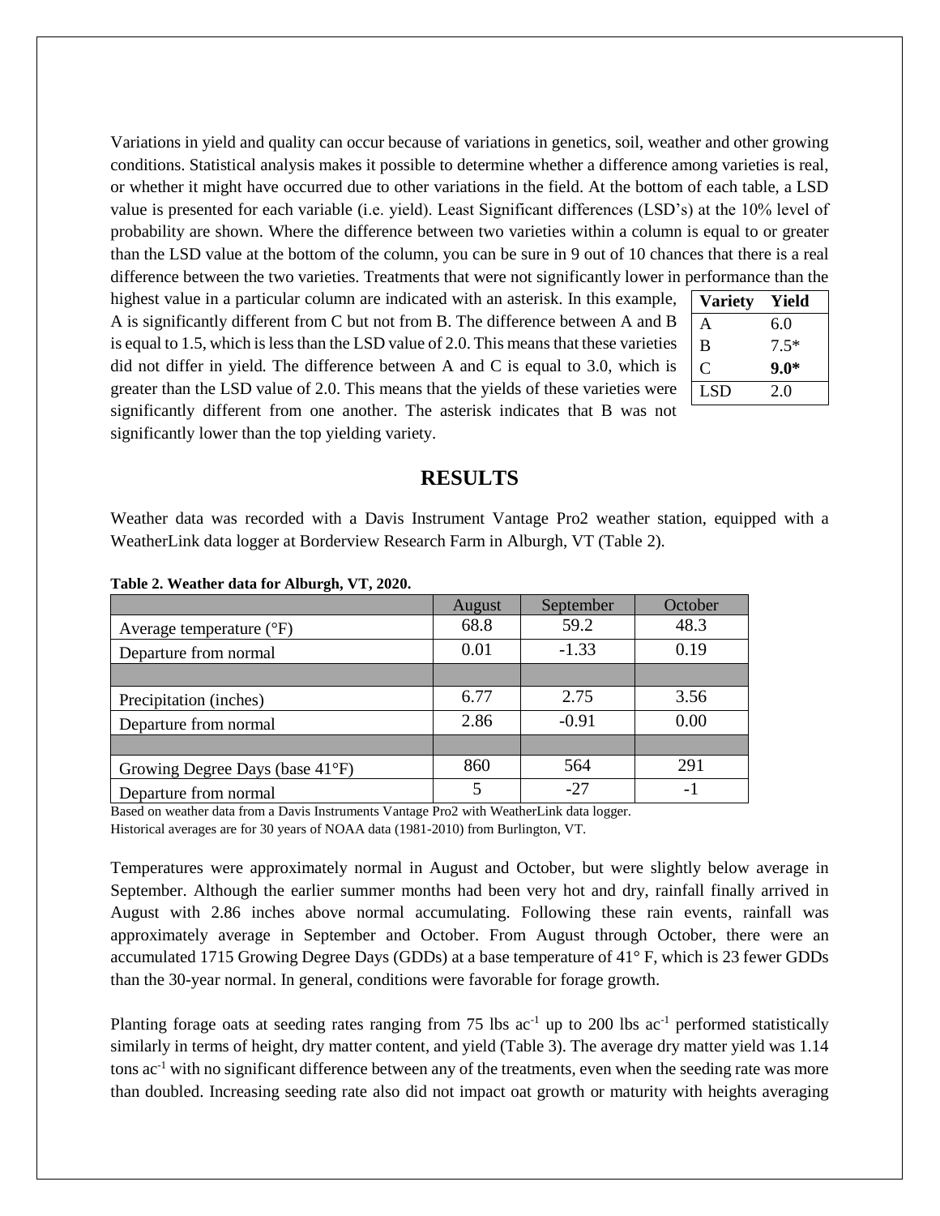Variations in yield and quality can occur because of variations in genetics, soil, weather and other growing conditions. Statistical analysis makes it possible to determine whether a difference among varieties is real, or whether it might have occurred due to other variations in the field. At the bottom of each table, a LSD value is presented for each variable (i.e. yield). Least Significant differences (LSD's) at the 10% level of probability are shown. Where the difference between two varieties within a column is equal to or greater than the LSD value at the bottom of the column, you can be sure in 9 out of 10 chances that there is a real difference between the two varieties. Treatments that were not significantly lower in performance than the highest value in a particular column are indicated with an asterisk. In this example, A is significantly different from C but not from B. The difference between A and B is equal to 1.5, which is less than the LSD value of 2.0. This means that these varieties did not differ in yield. The difference between A and C is equal to 3.0, which is greater than the LSD value of 2.0. This means that the yields of these varieties were significantly different from one another. The asterisk indicates that B was not significantly lower than the top yielding variety.

| Variety | Yield |
|---|---|
| A | 6.0 |
| B | 7.5* |
| C | **9.0*** |
| LSD | 2.0 |

## RESULTS

Weather data was recorded with a Davis Instrument Vantage Pro2 weather station, equipped with a WeatherLink data logger at Borderview Research Farm in Alburgh, VT (Table 2).

**Table 2. Weather data for Alburgh, VT, 2020.**

| | August | September | October |
|---|---|---|---|
| Average temperature (°F) | 68.8 | 59.2 | 48.3 |
| Departure from normal | 0.01 | -1.33 | 0.19 |
| | | | |
| Precipitation (inches) | 6.77 | 2.75 | 3.56 |
| Departure from normal | 2.86 | -0.91 | 0.00 |
| | | | |
| Growing Degree Days (base 41°F) | 860 | 564 | 291 |
| Departure from normal | 5 | -27 | -1 |

Based on weather data from a Davis Instruments Vantage Pro2 with WeatherLink data logger.
Historical averages are for 30 years of NOAA data (1981-2010) from Burlington, VT.

Temperatures were approximately normal in August and October, but were slightly below average in September. Although the earlier summer months had been very hot and dry, rainfall finally arrived in August with 2.86 inches above normal accumulating. Following these rain events, rainfall was approximately average in September and October. From August through October, there were an accumulated 1715 Growing Degree Days (GDDs) at a base temperature of 41° F, which is 23 fewer GDDs than the 30-year normal. In general, conditions were favorable for forage growth.

Planting forage oats at seeding rates ranging from 75 lbs ac$^{-1}$ up to 200 lbs ac$^{-1}$ performed statistically similarly in terms of height, dry matter content, and yield (Table 3). The average dry matter yield was 1.14 tons ac$^{-1}$ with no significant difference between any of the treatments, even when the seeding rate was more than doubled. Increasing seeding rate also did not impact oat growth or maturity with heights averaging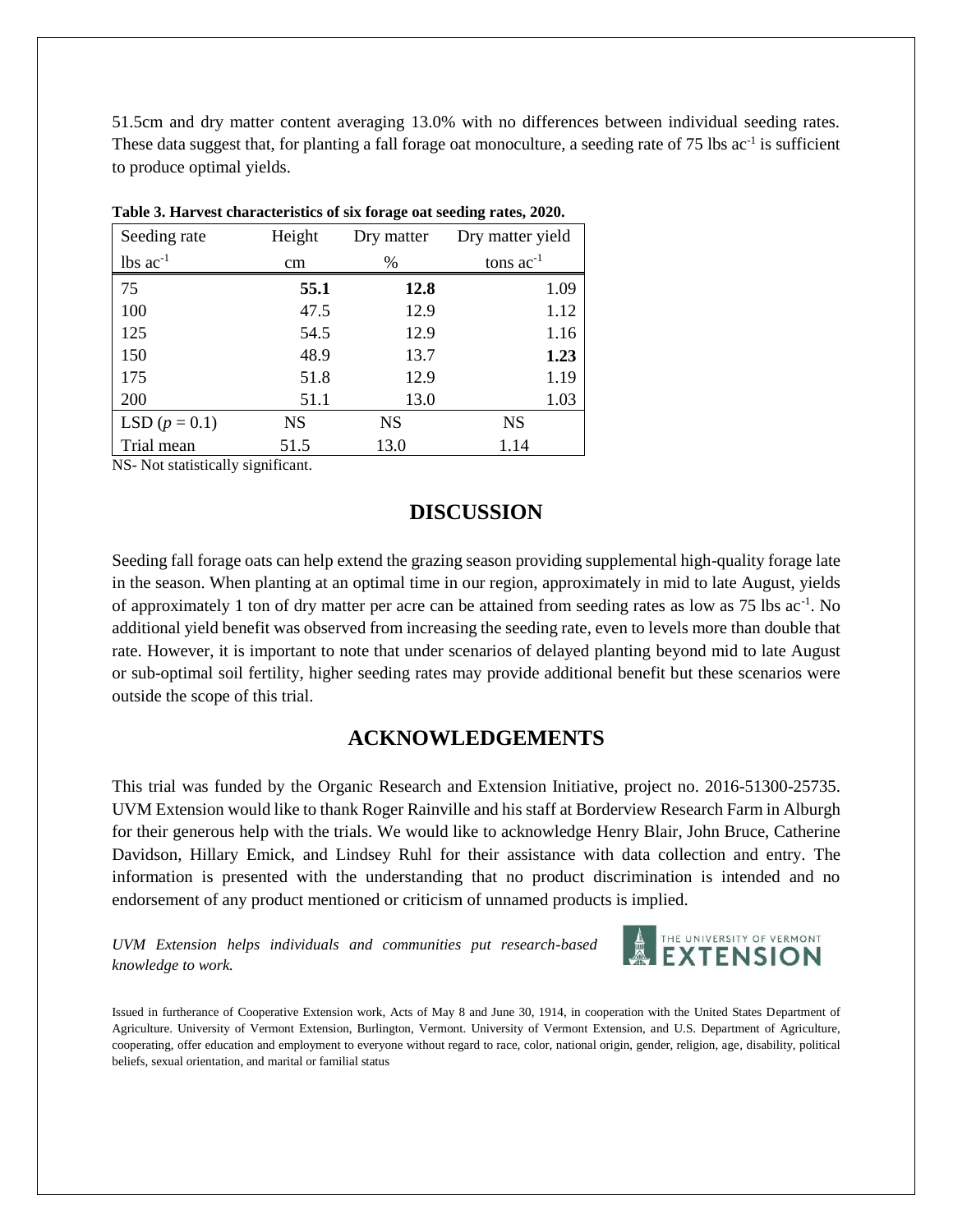51.5cm and dry matter content averaging 13.0% with no differences between individual seeding rates. These data suggest that, for planting a fall forage oat monoculture, a seeding rate of 75 lbs ac$^{-1}$ is sufficient to produce optimal yields.

**Table 3. Harvest characteristics of six forage oat seeding rates, 2020.**

| Seeding rate | Height | Dry matter | Dry matter yield |
|---|---|---|---|
| lbs ac$^{-1}$ | cm | % | tons ac$^{-1}$ |
| 75 | **55.1** | **12.8** | 1.09 |
| 100 | 47.5 | 12.9 | 1.12 |
| 125 | 54.5 | 12.9 | 1.16 |
| 150 | 48.9 | 13.7 | **1.23** |
| 175 | 51.8 | 12.9 | 1.19 |
| 200 | 51.1 | 13.0 | 1.03 |
| LSD ($p$ = 0.1) | NS | NS | NS |
| Trial mean | 51.5 | 13.0 | 1.14 |

NS- Not statistically significant.

## DISCUSSION

Seeding fall forage oats can help extend the grazing season providing supplemental high-quality forage late in the season. When planting at an optimal time in our region, approximately in mid to late August, yields of approximately 1 ton of dry matter per acre can be attained from seeding rates as low as 75 lbs ac$^{-1}$. No additional yield benefit was observed from increasing the seeding rate, even to levels more than double that rate. However, it is important to note that under scenarios of delayed planting beyond mid to late August or sub-optimal soil fertility, higher seeding rates may provide additional benefit but these scenarios were outside the scope of this trial.

## ACKNOWLEDGEMENTS

This trial was funded by the Organic Research and Extension Initiative, project no. 2016-51300-25735. UVM Extension would like to thank Roger Rainville and his staff at Borderview Research Farm in Alburgh for their generous help with the trials. We would like to acknowledge Henry Blair, John Bruce, Catherine Davidson, Hillary Emick, and Lindsey Ruhl for their assistance with data collection and entry. The information is presented with the understanding that no product discrimination is intended and no endorsement of any product mentioned or criticism of unnamed products is implied.

*UVM Extension helps individuals and communities put research-based knowledge to work.*

THE UNIVERSITY OF VERMONT EXTENSION

Issued in furtherance of Cooperative Extension work, Acts of May 8 and June 30, 1914, in cooperation with the United States Department of Agriculture. University of Vermont Extension, Burlington, Vermont. University of Vermont Extension, and U.S. Department of Agriculture, cooperating, offer education and employment to everyone without regard to race, color, national origin, gender, religion, age, disability, political beliefs, sexual orientation, and marital or familial status